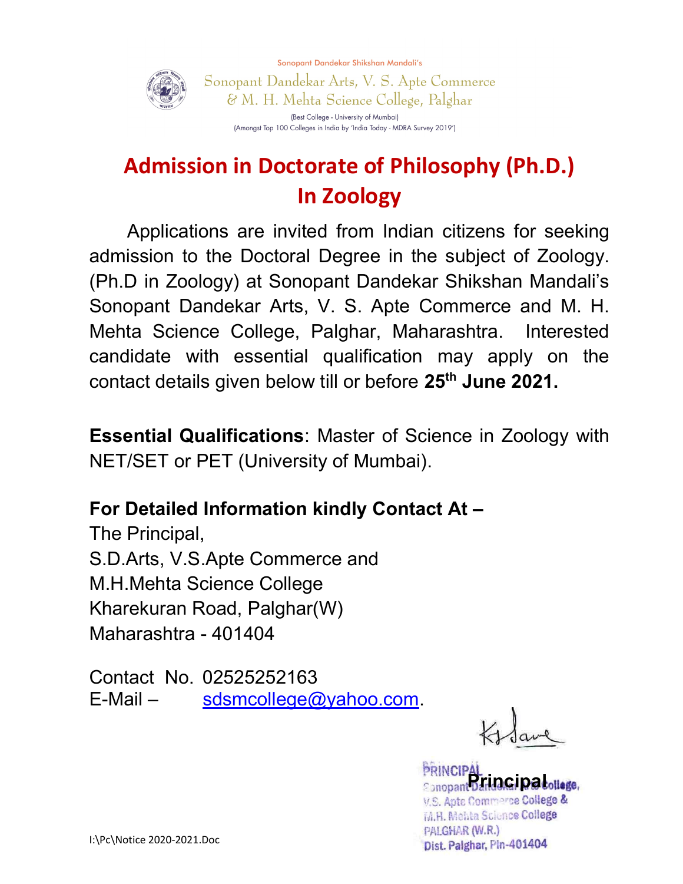Sonopant Dandekar Shikshan Mandali's

Sonopant Dandekar Arts, V. S. Apte Commerce & M. H. Mehta Science College, Palghar

(Best College - University of Mumbai)
(Amongst Top 100 Colleges in India by 'India Today - MDRA Survey 2019')

# Admission in Doctorate of Philosophy (Ph.D.) In Zoology

Applications are invited from Indian citizens for seeking admission to the Doctoral Degree in the subject of Zoology. (Ph.D in Zoology) at Sonopant Dandekar Shikshan Mandali's Sonopant Dandekar Arts, V. S. Apte Commerce and M. H. Mehta Science College, Palghar, Maharashtra. Interested candidate with essential qualification may apply on the contact details given below till or before **25th June 2021.**

**Essential Qualifications**: Master of Science in Zoology with NET/SET or PET (University of Mumbai).

**For Detailed Information kindly Contact At –**

The Principal,
S.D.Arts, V.S.Apte Commerce and
M.H.Mehta Science College
Kharekuran Road, Palghar(W)
Maharashtra - 401404

Contact No. 02525252163
E-Mail – sdsmcollege@yahoo.com.

**Principal**

PRINCIPAL
Sonopant Dandekar Arts College,
V.S. Apte Commerce College &
M.H. Mehta Science College
PALGHAR (W.R.)
Dist. Palghar, Pin-401404

I:\Pc\Notice 2020-2021.Doc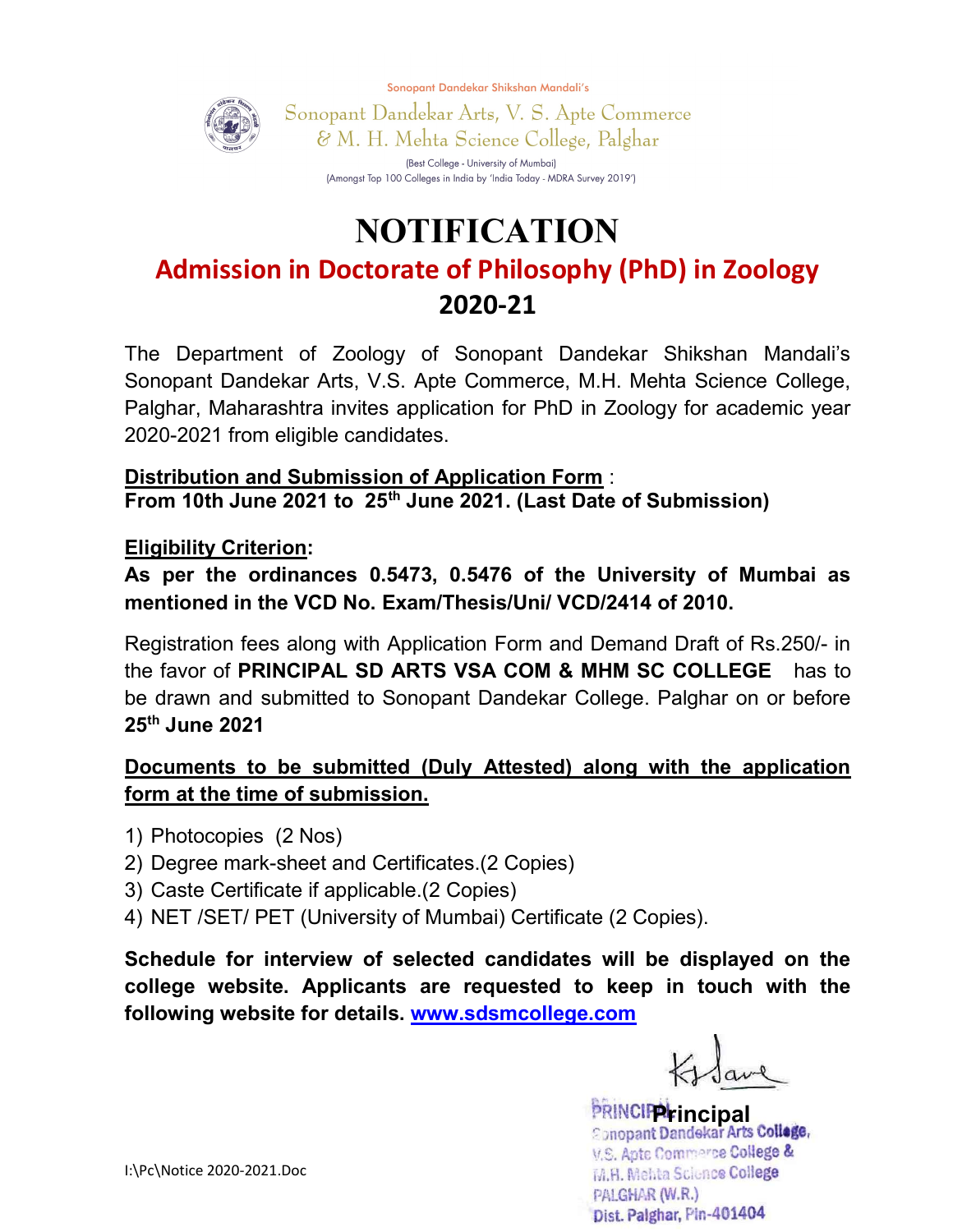Sonopant Dandekar Shikshan Mandali's

Sonopant Dandekar Arts, V. S. Apte Commerce & M. H. Mehta Science College, Palghar

(Best College - University of Mumbai)
(Amongst Top 100 Colleges in India by 'India Today - MDRA Survey 2019')

# NOTIFICATION

## Admission in Doctorate of Philosophy (PhD) in Zoology 2020-21

The Department of Zoology of Sonopant Dandekar Shikshan Mandali's Sonopant Dandekar Arts, V.S. Apte Commerce, M.H. Mehta Science College, Palghar, Maharashtra invites application for PhD in Zoology for academic year 2020-2021 from eligible candidates.

**Distribution and Submission of Application Form** :
**From 10th June 2021 to 25th June 2021. (Last Date of Submission)**

**Eligibility Criterion:**
**As per the ordinances 0.5473, 0.5476 of the University of Mumbai as mentioned in the VCD No. Exam/Thesis/Uni/ VCD/2414 of 2010.**

Registration fees along with Application Form and Demand Draft of Rs.250/- in the favor of **PRINCIPAL SD ARTS VSA COM & MHM SC COLLEGE** has to be drawn and submitted to Sonopant Dandekar College. Palghar on or before **25th June 2021**

**Documents to be submitted (Duly Attested) along with the application form at the time of submission.**

1) Photocopies (2 Nos)
2) Degree mark-sheet and Certificates.(2 Copies)
3) Caste Certificate if applicable.(2 Copies)
4) NET /SET/ PET (University of Mumbai) Certificate (2 Copies).

**Schedule for interview of selected candidates will be displayed on the college website. Applicants are requested to keep in touch with the following website for details. www.sdsmcollege.com**

**Principal**

PRINCIPAL
Sonopant Dandekar Arts College,
V.S. Apte Commerce College &
M.H. Mehta Science College
PALGHAR (W.R.)
Dist. Palghar, Pin-401404

I:\Pc\Notice 2020-2021.Doc